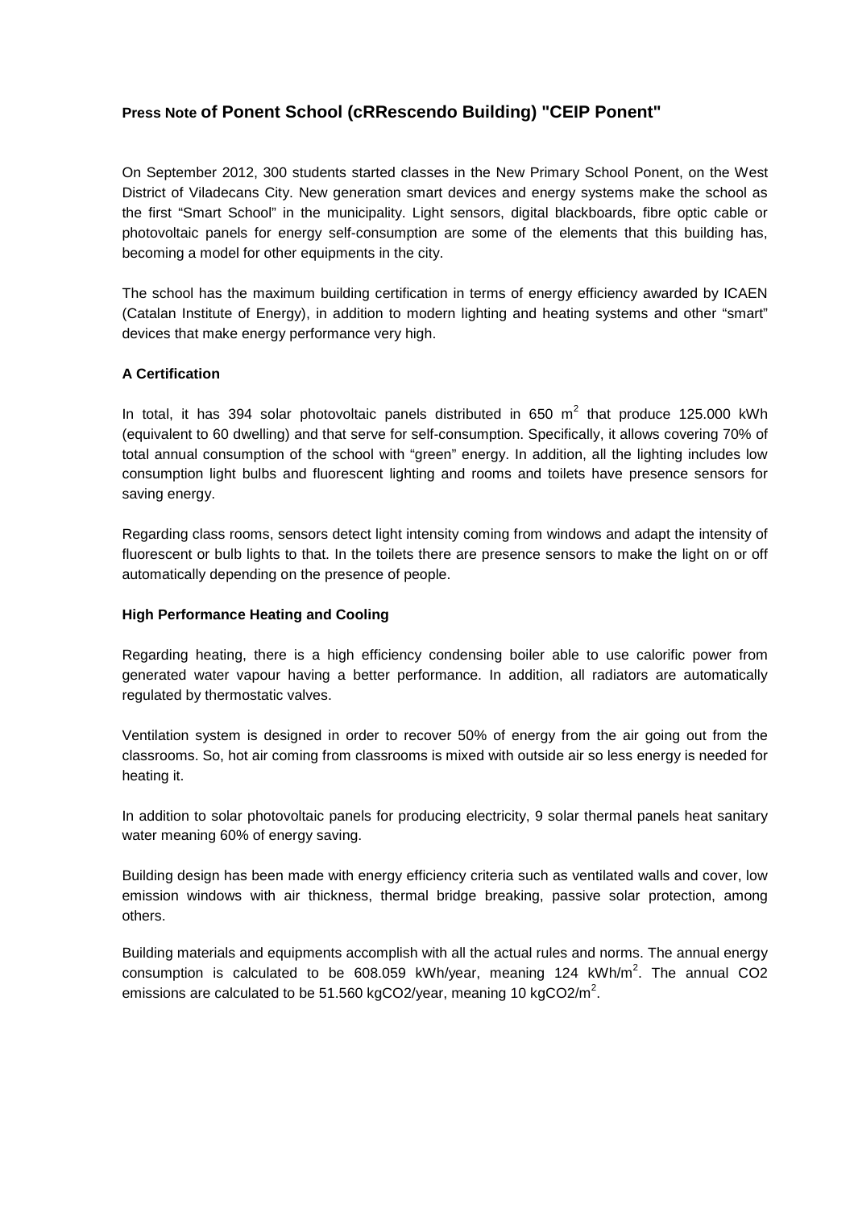# Press Note of Ponent School (cRRescendo Building) "CEIP Ponent"

On September 2012, 300 students started classes in the New Primary School Ponent, on the West District of Viladecans City. New generation smart devices and energy systems make the school as the first "Smart School" in the municipality. Light sensors, digital blackboards, fibre optic cable or photovoltaic panels for energy self-consumption are some of the elements that this building has, becoming a model for other equipments in the city.

The school has the maximum building certification in terms of energy efficiency awarded by ICAEN (Catalan Institute of Energy), in addition to modern lighting and heating systems and other "smart" devices that make energy performance very high.

**A Certification**

In total, it has 394 solar photovoltaic panels distributed in 650 $m^2$ that produce 125.000 kWh (equivalent to 60 dwelling) and that serve for self-consumption. Specifically, it allows covering 70% of total annual consumption of the school with "green" energy. In addition, all the lighting includes low consumption light bulbs and fluorescent lighting and rooms and toilets have presence sensors for saving energy.

Regarding class rooms, sensors detect light intensity coming from windows and adapt the intensity of fluorescent or bulb lights to that. In the toilets there are presence sensors to make the light on or off automatically depending on the presence of people.

**High Performance Heating and Cooling**

Regarding heating, there is a high efficiency condensing boiler able to use calorific power from generated water vapour having a better performance. In addition, all radiators are automatically regulated by thermostatic valves.

Ventilation system is designed in order to recover 50% of energy from the air going out from the classrooms. So, hot air coming from classrooms is mixed with outside air so less energy is needed for heating it.

In addition to solar photovoltaic panels for producing electricity, 9 solar thermal panels heat sanitary water meaning 60% of energy saving.

Building design has been made with energy efficiency criteria such as ventilated walls and cover, low emission windows with air thickness, thermal bridge breaking, passive solar protection, among others.

Building materials and equipments accomplish with all the actual rules and norms. The annual energy consumption is calculated to be 608.059 kWh/year, meaning 124 kWh/$m^2$. The annual $CO_2$ emissions are calculated to be 51.560 kg$CO_2$/year, meaning 10 kg$CO_2$/$m^2$.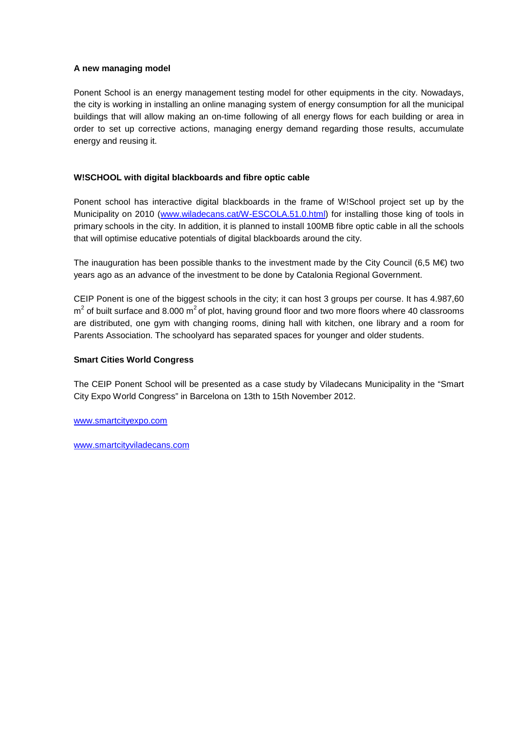**A new managing model**

Ponent School is an energy management testing model for other equipments in the city. Nowadays, the city is working in installing an online managing system of energy consumption for all the municipal buildings that will allow making an on-time following of all energy flows for each building or area in order to set up corrective actions, managing energy demand regarding those results, accumulate energy and reusing it.

**W!SCHOOL with digital blackboards and fibre optic cable**

Ponent school has interactive digital blackboards in the frame of W!School project set up by the Municipality on 2010 (www.wiladecans.cat/W-ESCOLA.51.0.html) for installing those king of tools in primary schools in the city. In addition, it is planned to install 100MB fibre optic cable in all the schools that will optimise educative potentials of digital blackboards around the city.

The inauguration has been possible thanks to the investment made by the City Council (6,5 M€) two years ago as an advance of the investment to be done by Catalonia Regional Government.

CEIP Ponent is one of the biggest schools in the city; it can host 3 groups per course. It has 4.987,60 $m^2$ of built surface and 8.000 $m^2$ of plot, having ground floor and two more floors where 40 classrooms are distributed, one gym with changing rooms, dining hall with kitchen, one library and a room for Parents Association. The schoolyard has separated spaces for younger and older students.

**Smart Cities World Congress**

The CEIP Ponent School will be presented as a case study by Viladecans Municipality in the "Smart City Expo World Congress" in Barcelona on 13th to 15th November 2012.

www.smartcityexpo.com

www.smartcityviladecans.com